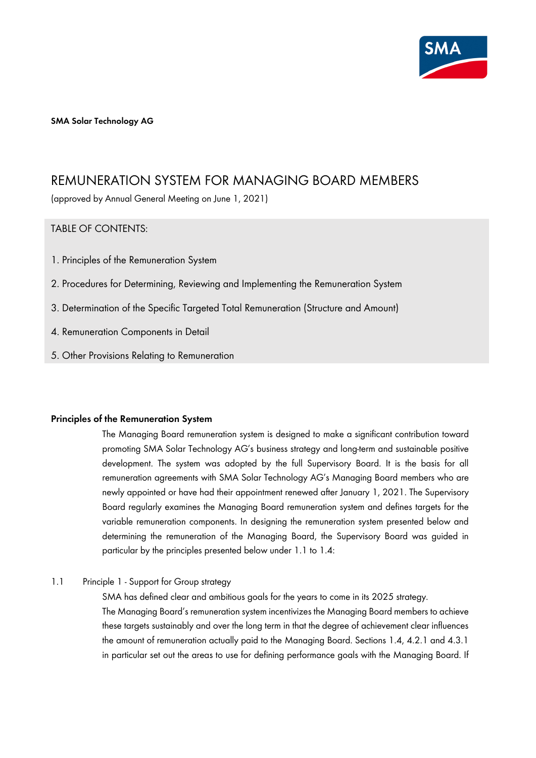**SMA Solar Technology AG**

# REMUNERATION SYSTEM FOR MANAGING BOARD MEMBERS

(approved by Annual General Meeting on June 1, 2021)

TABLE OF CONTENTS:

1. Principles of the Remuneration System
2. Procedures for Determining, Reviewing and Implementing the Remuneration System
3. Determination of the Specific Targeted Total Remuneration (Structure and Amount)
4. Remuneration Components in Detail
5. Other Provisions Relating to Remuneration

## Principles of the Remuneration System

The Managing Board remuneration system is designed to make a significant contribution toward promoting SMA Solar Technology AG's business strategy and long-term and sustainable positive development. The system was adopted by the full Supervisory Board. It is the basis for all remuneration agreements with SMA Solar Technology AG's Managing Board members who are newly appointed or have had their appointment renewed after January 1, 2021. The Supervisory Board regularly examines the Managing Board remuneration system and defines targets for the variable remuneration components. In designing the remuneration system presented below and determining the remuneration of the Managing Board, the Supervisory Board was guided in particular by the principles presented below under 1.1 to 1.4:

### 1.1 Principle 1 - Support for Group strategy

SMA has defined clear and ambitious goals for the years to come in its 2025 strategy.
The Managing Board's remuneration system incentivizes the Managing Board members to achieve these targets sustainably and over the long term in that the degree of achievement clear influences the amount of remuneration actually paid to the Managing Board. Sections 1.4, 4.2.1 and 4.3.1 in particular set out the areas to use for defining performance goals with the Managing Board. If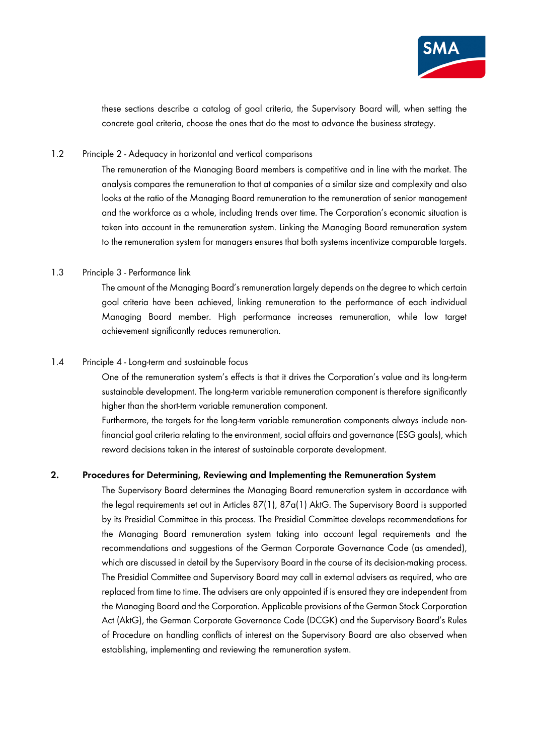these sections describe a catalog of goal criteria, the Supervisory Board will, when setting the concrete goal criteria, choose the ones that do the most to advance the business strategy.

### 1.2 Principle 2 - Adequacy in horizontal and vertical comparisons

The remuneration of the Managing Board members is competitive and in line with the market. The analysis compares the remuneration to that at companies of a similar size and complexity and also looks at the ratio of the Managing Board remuneration to the remuneration of senior management and the workforce as a whole, including trends over time. The Corporation's economic situation is taken into account in the remuneration system. Linking the Managing Board remuneration system to the remuneration system for managers ensures that both systems incentivize comparable targets.

### 1.3 Principle 3 - Performance link

The amount of the Managing Board's remuneration largely depends on the degree to which certain goal criteria have been achieved, linking remuneration to the performance of each individual Managing Board member. High performance increases remuneration, while low target achievement significantly reduces remuneration.

### 1.4 Principle 4 - Long-term and sustainable focus

One of the remuneration system's effects is that it drives the Corporation's value and its long-term sustainable development. The long-term variable remuneration component is therefore significantly higher than the short-term variable remuneration component.

Furthermore, the targets for the long-term variable remuneration components always include non-financial goal criteria relating to the environment, social affairs and governance (ESG goals), which reward decisions taken in the interest of sustainable corporate development.

## 2. Procedures for Determining, Reviewing and Implementing the Remuneration System

The Supervisory Board determines the Managing Board remuneration system in accordance with the legal requirements set out in Articles 87(1), 87a(1) AktG. The Supervisory Board is supported by its Presidial Committee in this process. The Presidial Committee develops recommendations for the Managing Board remuneration system taking into account legal requirements and the recommendations and suggestions of the German Corporate Governance Code (as amended), which are discussed in detail by the Supervisory Board in the course of its decision-making process. The Presidial Committee and Supervisory Board may call in external advisers as required, who are replaced from time to time. The advisers are only appointed if is ensured they are independent from the Managing Board and the Corporation. Applicable provisions of the German Stock Corporation Act (AktG), the German Corporate Governance Code (DCGK) and the Supervisory Board's Rules of Procedure on handling conflicts of interest on the Supervisory Board are also observed when establishing, implementing and reviewing the remuneration system.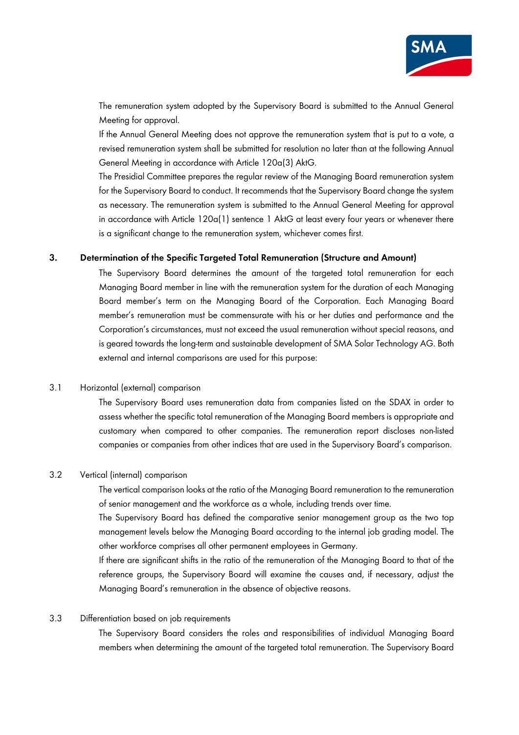The remuneration system adopted by the Supervisory Board is submitted to the Annual General Meeting for approval.

If the Annual General Meeting does not approve the remuneration system that is put to a vote, a revised remuneration system shall be submitted for resolution no later than at the following Annual General Meeting in accordance with Article 120a(3) AktG.

The Presidial Committee prepares the regular review of the Managing Board remuneration system for the Supervisory Board to conduct. It recommends that the Supervisory Board change the system as necessary. The remuneration system is submitted to the Annual General Meeting for approval in accordance with Article 120a(1) sentence 1 AktG at least every four years or whenever there is a significant change to the remuneration system, whichever comes first.

## 3. Determination of the Specific Targeted Total Remuneration (Structure and Amount)

The Supervisory Board determines the amount of the targeted total remuneration for each Managing Board member in line with the remuneration system for the duration of each Managing Board member's term on the Managing Board of the Corporation. Each Managing Board member's remuneration must be commensurate with his or her duties and performance and the Corporation's circumstances, must not exceed the usual remuneration without special reasons, and is geared towards the long-term and sustainable development of SMA Solar Technology AG. Both external and internal comparisons are used for this purpose:

### 3.1 Horizontal (external) comparison

The Supervisory Board uses remuneration data from companies listed on the SDAX in order to assess whether the specific total remuneration of the Managing Board members is appropriate and customary when compared to other companies. The remuneration report discloses non-listed companies or companies from other indices that are used in the Supervisory Board's comparison.

### 3.2 Vertical (internal) comparison

The vertical comparison looks at the ratio of the Managing Board remuneration to the remuneration of senior management and the workforce as a whole, including trends over time.

The Supervisory Board has defined the comparative senior management group as the two top management levels below the Managing Board according to the internal job grading model. The other workforce comprises all other permanent employees in Germany.

If there are significant shifts in the ratio of the remuneration of the Managing Board to that of the reference groups, the Supervisory Board will examine the causes and, if necessary, adjust the Managing Board's remuneration in the absence of objective reasons.

### 3.3 Differentiation based on job requirements

The Supervisory Board considers the roles and responsibilities of individual Managing Board members when determining the amount of the targeted total remuneration. The Supervisory Board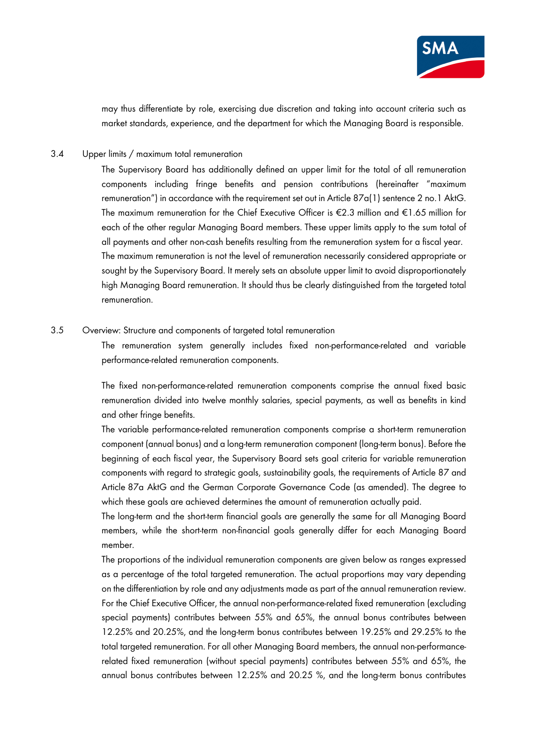may thus differentiate by role, exercising due discretion and taking into account criteria such as market standards, experience, and the department for which the Managing Board is responsible.

### 3.4 Upper limits / maximum total remuneration

The Supervisory Board has additionally defined an upper limit for the total of all remuneration components including fringe benefits and pension contributions (hereinafter "maximum remuneration") in accordance with the requirement set out in Article 87a(1) sentence 2 no.1 AktG. The maximum remuneration for the Chief Executive Officer is €2.3 million and €1.65 million for each of the other regular Managing Board members. These upper limits apply to the sum total of all payments and other non-cash benefits resulting from the remuneration system for a fiscal year. The maximum remuneration is not the level of remuneration necessarily considered appropriate or sought by the Supervisory Board. It merely sets an absolute upper limit to avoid disproportionately high Managing Board remuneration. It should thus be clearly distinguished from the targeted total remuneration.

### 3.5 Overview: Structure and components of targeted total remuneration

The remuneration system generally includes fixed non-performance-related and variable performance-related remuneration components.

The fixed non-performance-related remuneration components comprise the annual fixed basic remuneration divided into twelve monthly salaries, special payments, as well as benefits in kind and other fringe benefits.

The variable performance-related remuneration components comprise a short-term remuneration component (annual bonus) and a long-term remuneration component (long-term bonus). Before the beginning of each fiscal year, the Supervisory Board sets goal criteria for variable remuneration components with regard to strategic goals, sustainability goals, the requirements of Article 87 and Article 87a AktG and the German Corporate Governance Code (as amended). The degree to which these goals are achieved determines the amount of remuneration actually paid.

The long-term and the short-term financial goals are generally the same for all Managing Board members, while the short-term non-financial goals generally differ for each Managing Board member.

The proportions of the individual remuneration components are given below as ranges expressed as a percentage of the total targeted remuneration. The actual proportions may vary depending on the differentiation by role and any adjustments made as part of the annual remuneration review. For the Chief Executive Officer, the annual non-performance-related fixed remuneration (excluding special payments) contributes between 55% and 65%, the annual bonus contributes between 12.25% and 20.25%, and the long-term bonus contributes between 19.25% and 29.25% to the total targeted remuneration. For all other Managing Board members, the annual non-performance-related fixed remuneration (without special payments) contributes between 55% and 65%, the annual bonus contributes between 12.25% and 20.25 %, and the long-term bonus contributes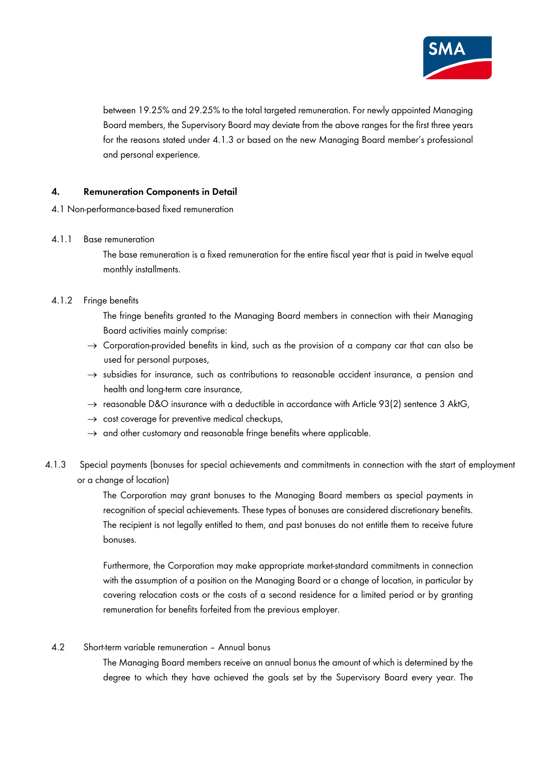between 19.25% and 29.25% to the total targeted remuneration. For newly appointed Managing Board members, the Supervisory Board may deviate from the above ranges for the first three years for the reasons stated under 4.1.3 or based on the new Managing Board member's professional and personal experience.

## 4. Remuneration Components in Detail

### 4.1 Non-performance-based fixed remuneration

#### 4.1.1 Base remuneration

The base remuneration is a fixed remuneration for the entire fiscal year that is paid in twelve equal monthly installments.

#### 4.1.2 Fringe benefits

The fringe benefits granted to the Managing Board members in connection with their Managing Board activities mainly comprise:

- → Corporation-provided benefits in kind, such as the provision of a company car that can also be used for personal purposes,
- → subsidies for insurance, such as contributions to reasonable accident insurance, a pension and health and long-term care insurance,
- → reasonable D&O insurance with a deductible in accordance with Article 93(2) sentence 3 AktG,
- → cost coverage for preventive medical checkups,
- → and other customary and reasonable fringe benefits where applicable.

#### 4.1.3 Special payments (bonuses for special achievements and commitments in connection with the start of employment or a change of location)

The Corporation may grant bonuses to the Managing Board members as special payments in recognition of special achievements. These types of bonuses are considered discretionary benefits. The recipient is not legally entitled to them, and past bonuses do not entitle them to receive future bonuses.

Furthermore, the Corporation may make appropriate market-standard commitments in connection with the assumption of a position on the Managing Board or a change of location, in particular by covering relocation costs or the costs of a second residence for a limited period or by granting remuneration for benefits forfeited from the previous employer.

### 4.2 Short-term variable remuneration – Annual bonus

The Managing Board members receive an annual bonus the amount of which is determined by the degree to which they have achieved the goals set by the Supervisory Board every year. The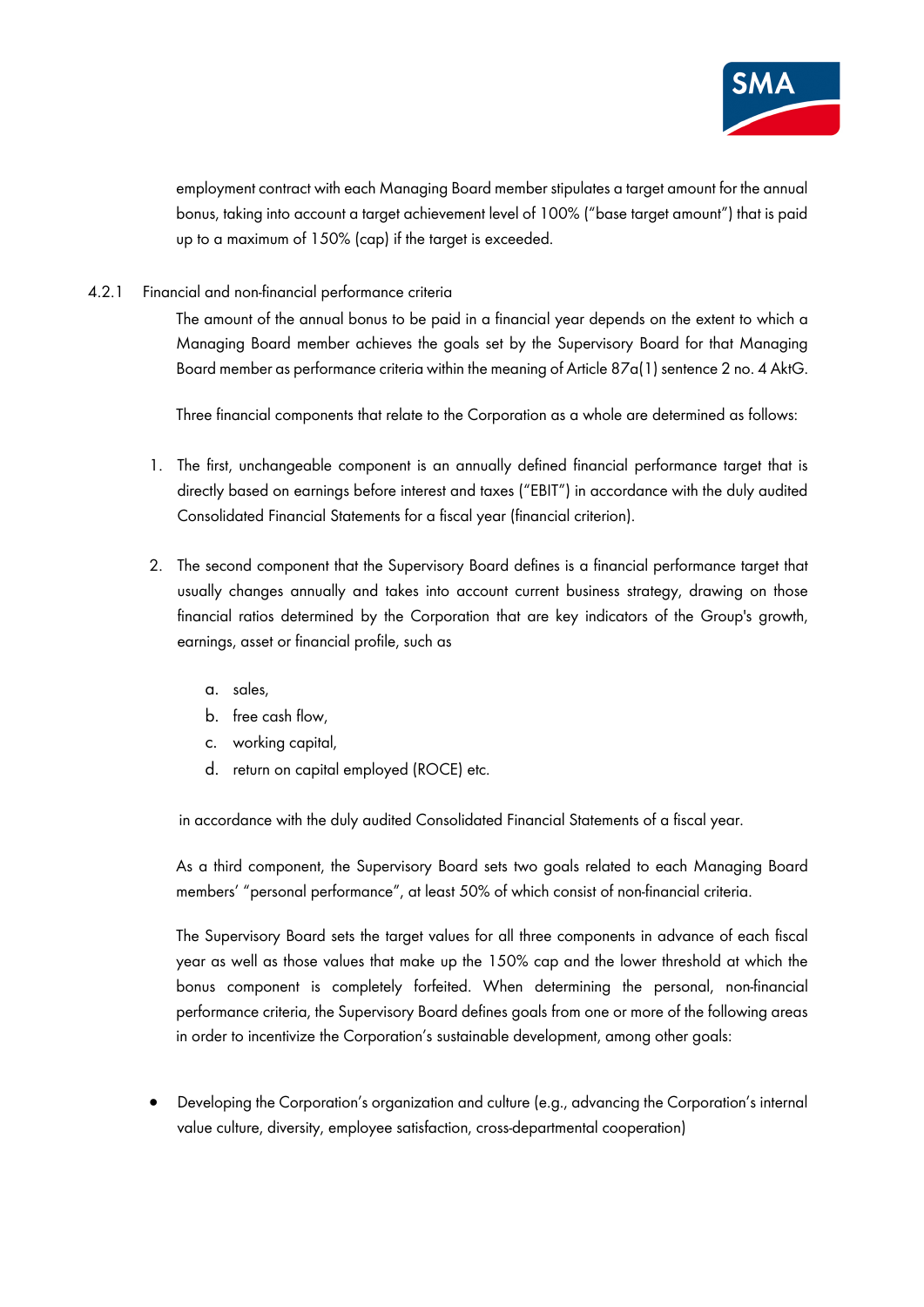employment contract with each Managing Board member stipulates a target amount for the annual bonus, taking into account a target achievement level of 100% ("base target amount") that is paid up to a maximum of 150% (cap) if the target is exceeded.

### 4.2.1 Financial and non-financial performance criteria

The amount of the annual bonus to be paid in a financial year depends on the extent to which a Managing Board member achieves the goals set by the Supervisory Board for that Managing Board member as performance criteria within the meaning of Article 87a(1) sentence 2 no. 4 AktG.

Three financial components that relate to the Corporation as a whole are determined as follows:

1. The first, unchangeable component is an annually defined financial performance target that is directly based on earnings before interest and taxes ("EBIT") in accordance with the duly audited Consolidated Financial Statements for a fiscal year (financial criterion).

2. The second component that the Supervisory Board defines is a financial performance target that usually changes annually and takes into account current business strategy, drawing on those financial ratios determined by the Corporation that are key indicators of the Group's growth, earnings, asset or financial profile, such as

   a. sales,
   b. free cash flow,
   c. working capital,
   d. return on capital employed (ROCE) etc.

   in accordance with the duly audited Consolidated Financial Statements of a fiscal year.

As a third component, the Supervisory Board sets two goals related to each Managing Board members' "personal performance", at least 50% of which consist of non-financial criteria.

The Supervisory Board sets the target values for all three components in advance of each fiscal year as well as those values that make up the 150% cap and the lower threshold at which the bonus component is completely forfeited. When determining the personal, non-financial performance criteria, the Supervisory Board defines goals from one or more of the following areas in order to incentivize the Corporation's sustainable development, among other goals:

- Developing the Corporation's organization and culture (e.g., advancing the Corporation's internal value culture, diversity, employee satisfaction, cross-departmental cooperation)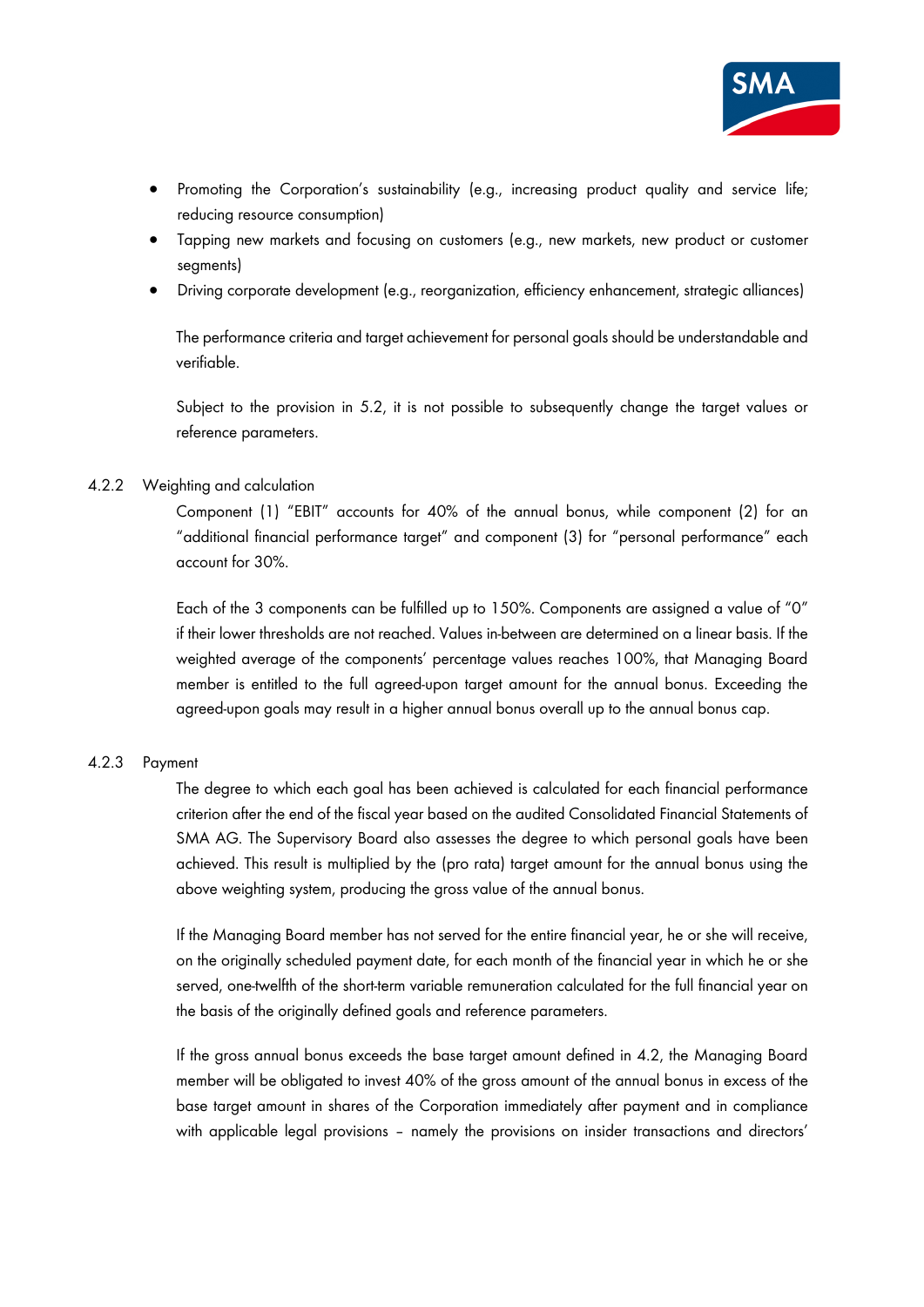- Promoting the Corporation's sustainability (e.g., increasing product quality and service life; reducing resource consumption)
- Tapping new markets and focusing on customers (e.g., new markets, new product or customer segments)
- Driving corporate development (e.g., reorganization, efficiency enhancement, strategic alliances)

The performance criteria and target achievement for personal goals should be understandable and verifiable.

Subject to the provision in 5.2, it is not possible to subsequently change the target values or reference parameters.

#### 4.2.2 Weighting and calculation

Component (1) "EBIT" accounts for 40% of the annual bonus, while component (2) for an "additional financial performance target" and component (3) for "personal performance" each account for 30%.

Each of the 3 components can be fulfilled up to 150%. Components are assigned a value of "0" if their lower thresholds are not reached. Values in-between are determined on a linear basis. If the weighted average of the components' percentage values reaches 100%, that Managing Board member is entitled to the full agreed-upon target amount for the annual bonus. Exceeding the agreed-upon goals may result in a higher annual bonus overall up to the annual bonus cap.

#### 4.2.3 Payment

The degree to which each goal has been achieved is calculated for each financial performance criterion after the end of the fiscal year based on the audited Consolidated Financial Statements of SMA AG. The Supervisory Board also assesses the degree to which personal goals have been achieved. This result is multiplied by the (pro rata) target amount for the annual bonus using the above weighting system, producing the gross value of the annual bonus.

If the Managing Board member has not served for the entire financial year, he or she will receive, on the originally scheduled payment date, for each month of the financial year in which he or she served, one-twelfth of the short-term variable remuneration calculated for the full financial year on the basis of the originally defined goals and reference parameters.

If the gross annual bonus exceeds the base target amount defined in 4.2, the Managing Board member will be obligated to invest 40% of the gross amount of the annual bonus in excess of the base target amount in shares of the Corporation immediately after payment and in compliance with applicable legal provisions – namely the provisions on insider transactions and directors'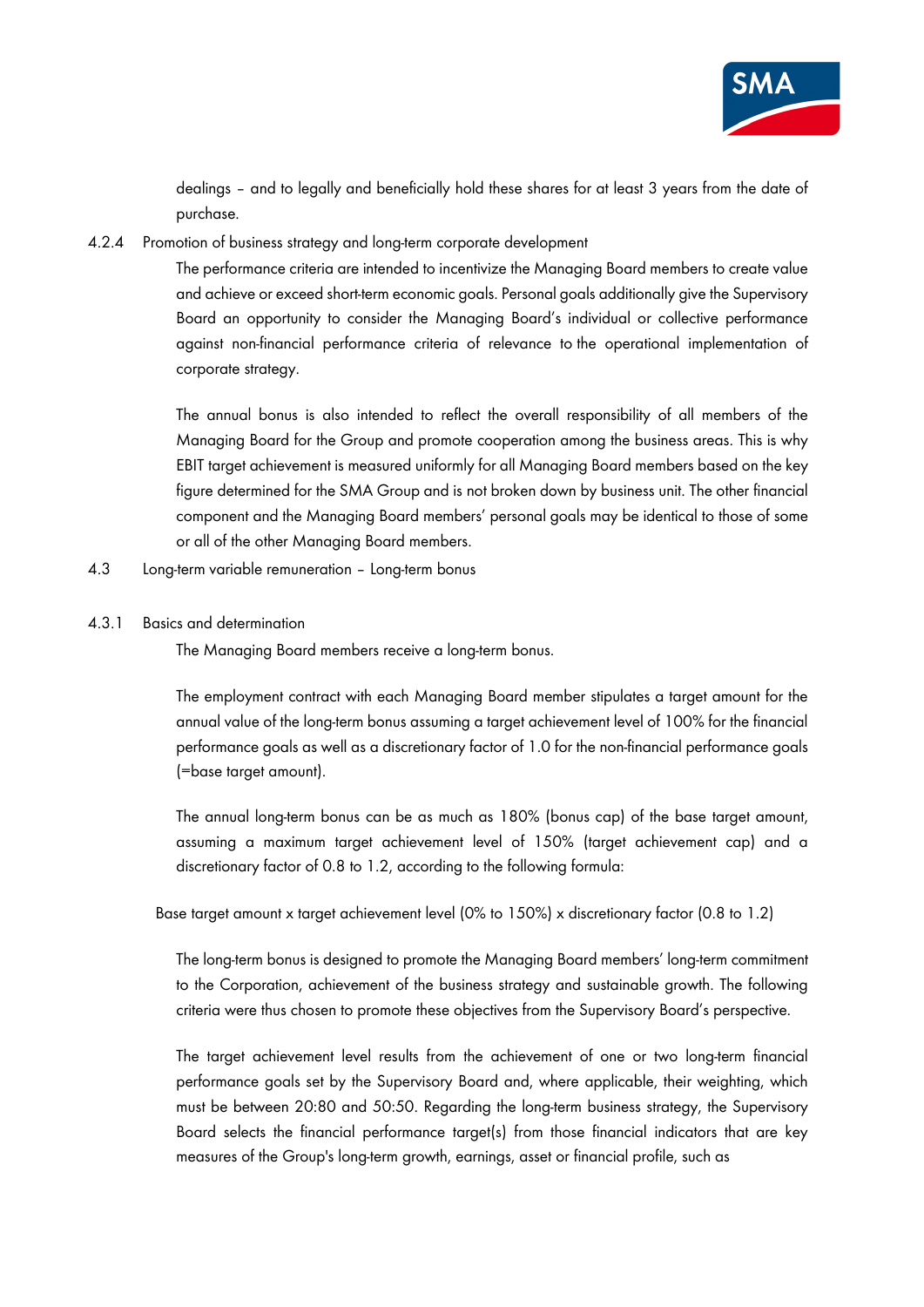dealings – and to legally and beneficially hold these shares for at least 3 years from the date of purchase.

### 4.2.4 Promotion of business strategy and long-term corporate development

The performance criteria are intended to incentivize the Managing Board members to create value and achieve or exceed short-term economic goals. Personal goals additionally give the Supervisory Board an opportunity to consider the Managing Board's individual or collective performance against non-financial performance criteria of relevance to the operational implementation of corporate strategy.

The annual bonus is also intended to reflect the overall responsibility of all members of the Managing Board for the Group and promote cooperation among the business areas. This is why EBIT target achievement is measured uniformly for all Managing Board members based on the key figure determined for the SMA Group and is not broken down by business unit. The other financial component and the Managing Board members' personal goals may be identical to those of some or all of the other Managing Board members.

## 4.3 Long-term variable remuneration – Long-term bonus

### 4.3.1 Basics and determination

The Managing Board members receive a long-term bonus.

The employment contract with each Managing Board member stipulates a target amount for the annual value of the long-term bonus assuming a target achievement level of 100% for the financial performance goals as well as a discretionary factor of 1.0 for the non-financial performance goals (=base target amount).

The annual long-term bonus can be as much as 180% (bonus cap) of the base target amount, assuming a maximum target achievement level of 150% (target achievement cap) and a discretionary factor of 0.8 to 1.2, according to the following formula:

Base target amount x target achievement level (0% to 150%) x discretionary factor (0.8 to 1.2)

The long-term bonus is designed to promote the Managing Board members' long-term commitment to the Corporation, achievement of the business strategy and sustainable growth. The following criteria were thus chosen to promote these objectives from the Supervisory Board's perspective.

The target achievement level results from the achievement of one or two long-term financial performance goals set by the Supervisory Board and, where applicable, their weighting, which must be between 20:80 and 50:50. Regarding the long-term business strategy, the Supervisory Board selects the financial performance target(s) from those financial indicators that are key measures of the Group's long-term growth, earnings, asset or financial profile, such as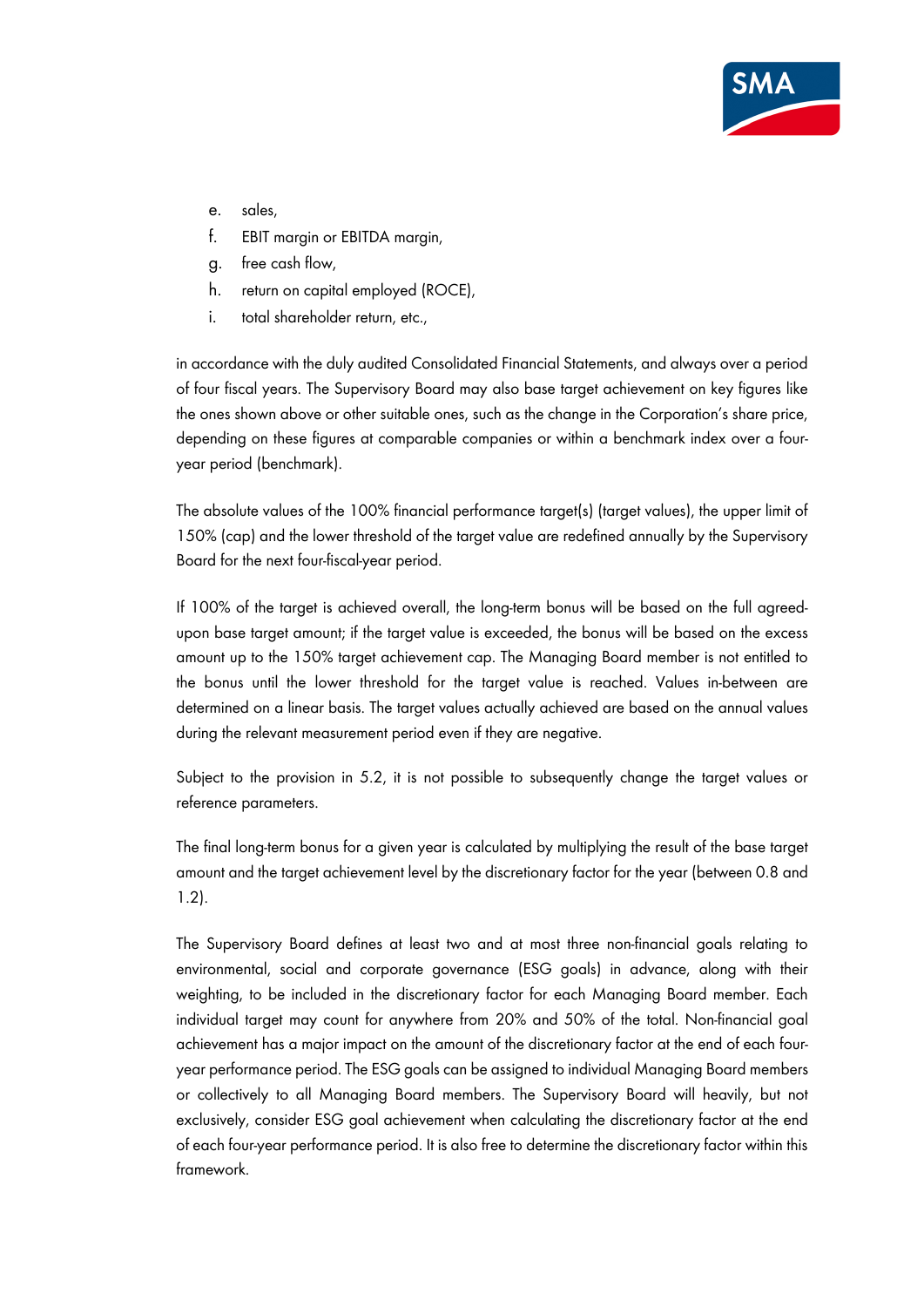e. sales,
f. EBIT margin or EBITDA margin,
g. free cash flow,
h. return on capital employed (ROCE),
i. total shareholder return, etc.,

in accordance with the duly audited Consolidated Financial Statements, and always over a period of four fiscal years. The Supervisory Board may also base target achievement on key figures like the ones shown above or other suitable ones, such as the change in the Corporation's share price, depending on these figures at comparable companies or within a benchmark index over a four-year period (benchmark).

The absolute values of the 100% financial performance target(s) (target values), the upper limit of 150% (cap) and the lower threshold of the target value are redefined annually by the Supervisory Board for the next four-fiscal-year period.

If 100% of the target is achieved overall, the long-term bonus will be based on the full agreed-upon base target amount; if the target value is exceeded, the bonus will be based on the excess amount up to the 150% target achievement cap. The Managing Board member is not entitled to the bonus until the lower threshold for the target value is reached. Values in-between are determined on a linear basis. The target values actually achieved are based on the annual values during the relevant measurement period even if they are negative.

Subject to the provision in 5.2, it is not possible to subsequently change the target values or reference parameters.

The final long-term bonus for a given year is calculated by multiplying the result of the base target amount and the target achievement level by the discretionary factor for the year (between 0.8 and 1.2).

The Supervisory Board defines at least two and at most three non-financial goals relating to environmental, social and corporate governance (ESG goals) in advance, along with their weighting, to be included in the discretionary factor for each Managing Board member. Each individual target may count for anywhere from 20% and 50% of the total. Non-financial goal achievement has a major impact on the amount of the discretionary factor at the end of each four-year performance period. The ESG goals can be assigned to individual Managing Board members or collectively to all Managing Board members. The Supervisory Board will heavily, but not exclusively, consider ESG goal achievement when calculating the discretionary factor at the end of each four-year performance period. It is also free to determine the discretionary factor within this framework.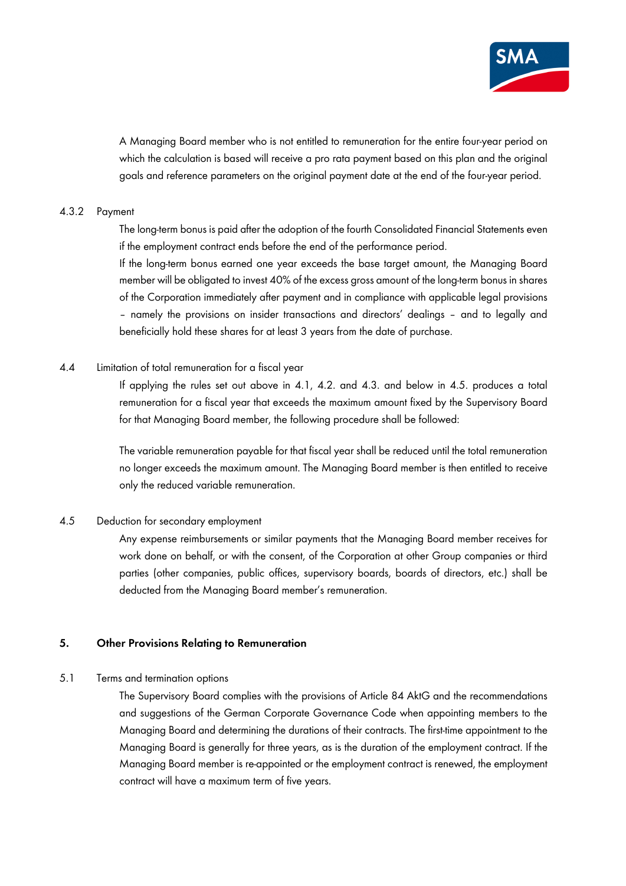A Managing Board member who is not entitled to remuneration for the entire four-year period on which the calculation is based will receive a pro rata payment based on this plan and the original goals and reference parameters on the original payment date at the end of the four-year period.

4.3.2 Payment

The long-term bonus is paid after the adoption of the fourth Consolidated Financial Statements even if the employment contract ends before the end of the performance period.

If the long-term bonus earned one year exceeds the base target amount, the Managing Board member will be obligated to invest 40% of the excess gross amount of the long-term bonus in shares of the Corporation immediately after payment and in compliance with applicable legal provisions – namely the provisions on insider transactions and directors' dealings – and to legally and beneficially hold these shares for at least 3 years from the date of purchase.

4.4 Limitation of total remuneration for a fiscal year

If applying the rules set out above in 4.1, 4.2. and 4.3. and below in 4.5. produces a total remuneration for a fiscal year that exceeds the maximum amount fixed by the Supervisory Board for that Managing Board member, the following procedure shall be followed:

The variable remuneration payable for that fiscal year shall be reduced until the total remuneration no longer exceeds the maximum amount. The Managing Board member is then entitled to receive only the reduced variable remuneration.

4.5 Deduction for secondary employment

Any expense reimbursements or similar payments that the Managing Board member receives for work done on behalf, or with the consent, of the Corporation at other Group companies or third parties (other companies, public offices, supervisory boards, boards of directors, etc.) shall be deducted from the Managing Board member's remuneration.

## 5. Other Provisions Relating to Remuneration

5.1 Terms and termination options

The Supervisory Board complies with the provisions of Article 84 AktG and the recommendations and suggestions of the German Corporate Governance Code when appointing members to the Managing Board and determining the durations of their contracts. The first-time appointment to the Managing Board is generally for three years, as is the duration of the employment contract. If the Managing Board member is re-appointed or the employment contract is renewed, the employment contract will have a maximum term of five years.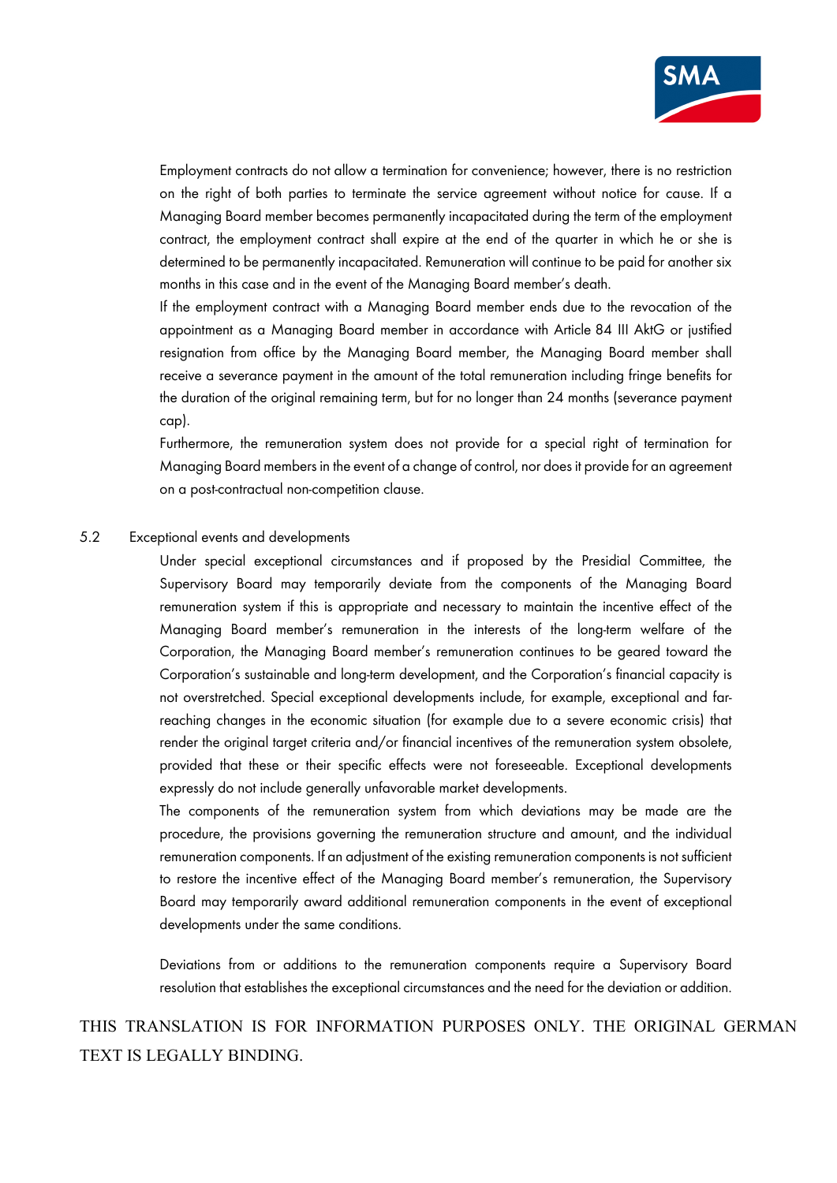Employment contracts do not allow a termination for convenience; however, there is no restriction on the right of both parties to terminate the service agreement without notice for cause. If a Managing Board member becomes permanently incapacitated during the term of the employment contract, the employment contract shall expire at the end of the quarter in which he or she is determined to be permanently incapacitated. Remuneration will continue to be paid for another six months in this case and in the event of the Managing Board member's death.

If the employment contract with a Managing Board member ends due to the revocation of the appointment as a Managing Board member in accordance with Article 84 III AktG or justified resignation from office by the Managing Board member, the Managing Board member shall receive a severance payment in the amount of the total remuneration including fringe benefits for the duration of the original remaining term, but for no longer than 24 months (severance payment cap).

Furthermore, the remuneration system does not provide for a special right of termination for Managing Board members in the event of a change of control, nor does it provide for an agreement on a post-contractual non-competition clause.

5.2 Exceptional events and developments

Under special exceptional circumstances and if proposed by the Presidial Committee, the Supervisory Board may temporarily deviate from the components of the Managing Board remuneration system if this is appropriate and necessary to maintain the incentive effect of the Managing Board member's remuneration in the interests of the long-term welfare of the Corporation, the Managing Board member's remuneration continues to be geared toward the Corporation's sustainable and long-term development, and the Corporation's financial capacity is not overstretched. Special exceptional developments include, for example, exceptional and far-reaching changes in the economic situation (for example due to a severe economic crisis) that render the original target criteria and/or financial incentives of the remuneration system obsolete, provided that these or their specific effects were not foreseeable. Exceptional developments expressly do not include generally unfavorable market developments.

The components of the remuneration system from which deviations may be made are the procedure, the provisions governing the remuneration structure and amount, and the individual remuneration components. If an adjustment of the existing remuneration components is not sufficient to restore the incentive effect of the Managing Board member's remuneration, the Supervisory Board may temporarily award additional remuneration components in the event of exceptional developments under the same conditions.

Deviations from or additions to the remuneration components require a Supervisory Board resolution that establishes the exceptional circumstances and the need for the deviation or addition.

THIS TRANSLATION IS FOR INFORMATION PURPOSES ONLY. THE ORIGINAL GERMAN TEXT IS LEGALLY BINDING.